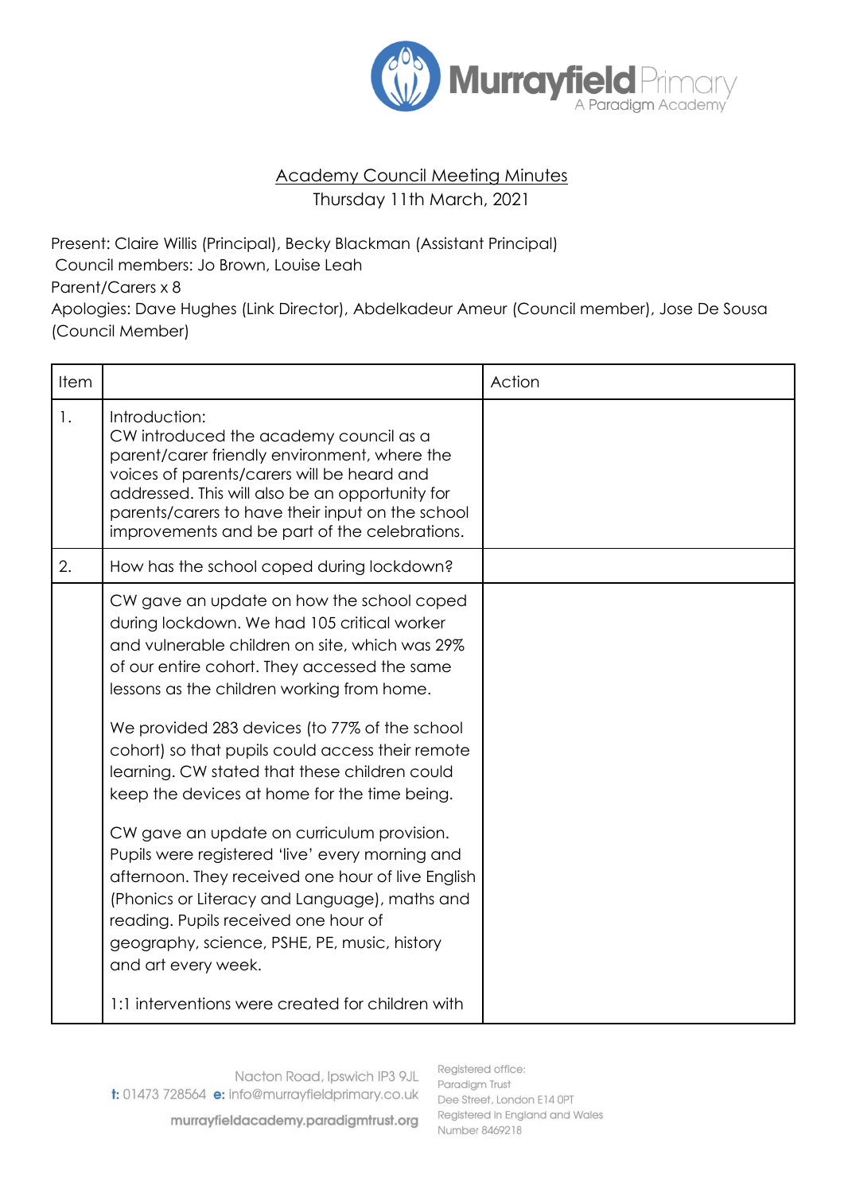Murrayfield Primary
A Paradigm Academy

# Academy Council Meeting Minutes

Thursday 11th March, 2021

Present: Claire Willis (Principal), Becky Blackman (Assistant Principal)
Council members: Jo Brown, Louise Leah
Parent/Carers x 8
Apologies: Dave Hughes (Link Director), Abdelkadeur Ameur (Council member), Jose De Sousa (Council Member)

| Item | | Action |
|---|---|---|
| 1. | Introduction:<br>CW introduced the academy council as a parent/carer friendly environment, where the voices of parents/carers will be heard and addressed. This will also be an opportunity for parents/carers to have their input on the school improvements and be part of the celebrations. | |
| 2. | How has the school coped during lockdown? | |
| | CW gave an update on how the school coped during lockdown. We had 105 critical worker and vulnerable children on site, which was 29% of our entire cohort. They accessed the same lessons as the children working from home.<br><br>We provided 283 devices (to 77% of the school cohort) so that pupils could access their remote learning. CW stated that these children could keep the devices at home for the time being.<br><br>CW gave an update on curriculum provision. Pupils were registered 'live' every morning and afternoon. They received one hour of live English (Phonics or Literacy and Language), maths and reading. Pupils received one hour of geography, science, PSHE, PE, music, history and art every week.<br><br>1:1 interventions were created for children with | |

Nacton Road, Ipswich IP3 9JL
t: 01473 728564 e: info@murrayfieldprimary.co.uk
murrayfieldacademy.paradigmtrust.org

Registered office:
Paradigm Trust
Dee Street, London E14 0PT
Registered in England and Wales
Number 8469218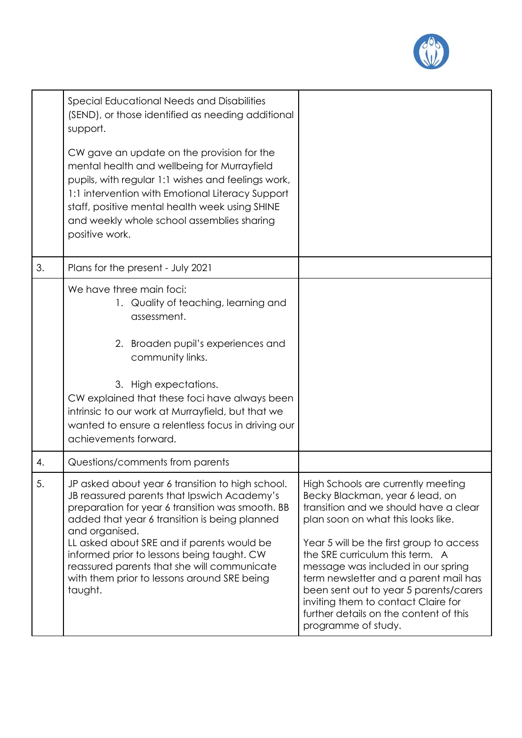| | | |
|---|---|---|
| | Special Educational Needs and Disabilities (SEND), or those identified as needing additional support.<br><br>CW gave an update on the provision for the mental health and wellbeing for Murrayfield pupils, with regular 1:1 wishes and feelings work, 1:1 intervention with Emotional Literacy Support staff, positive mental health week using SHINE and weekly whole school assemblies sharing positive work. | |
| 3. | Plans for the present - July 2021 | |
| | We have three main foci:<br>1. Quality of teaching, learning and assessment.<br>2. Broaden pupil's experiences and community links.<br>3. High expectations.<br>CW explained that these foci have always been intrinsic to our work at Murrayfield, but that we wanted to ensure a relentless focus in driving our achievements forward. | |
| 4. | Questions/comments from parents | |
| 5. | JP asked about year 6 transition to high school. JB reassured parents that Ipswich Academy's preparation for year 6 transition was smooth. BB added that year 6 transition is being planned and organised.<br>LL asked about SRE and if parents would be informed prior to lessons being taught. CW reassured parents that she will communicate with them prior to lessons around SRE being taught. | High Schools are currently meeting Becky Blackman, year 6 lead, on transition and we should have a clear plan soon on what this looks like.<br><br>Year 5 will be the first group to access the SRE curriculum this term. A message was included in our spring term newsletter and a parent mail has been sent out to year 5 parents/carers inviting them to contact Claire for further details on the content of this programme of study. |